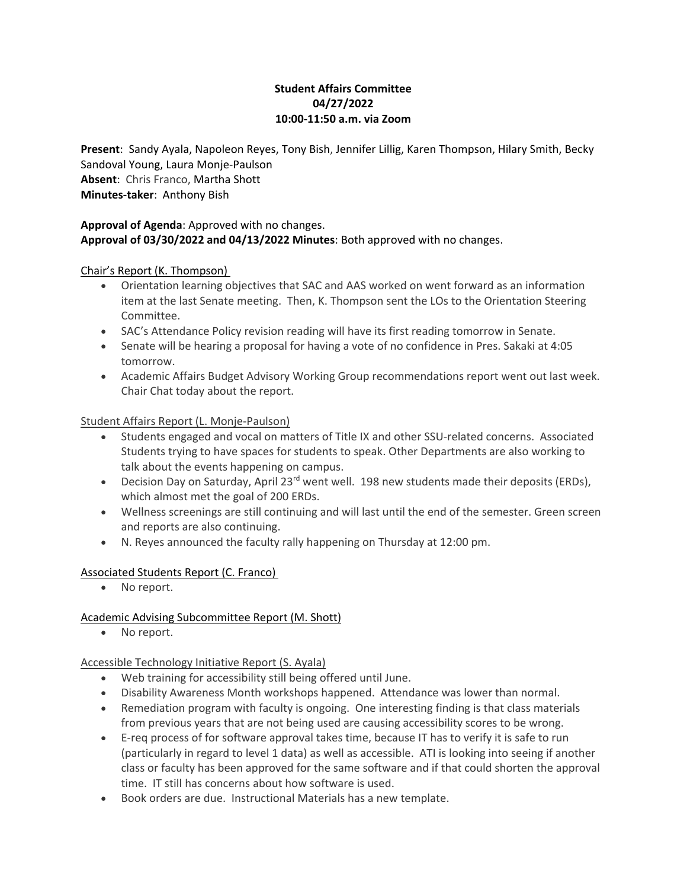**Student Affairs Committee**
**04/27/2022**
**10:00-11:50 a.m. via Zoom**

**Present**: Sandy Ayala, Napoleon Reyes, Tony Bish, Jennifer Lillig, Karen Thompson, Hilary Smith, Becky Sandoval Young, Laura Monje-Paulson
**Absent**: Chris Franco, Martha Shott
**Minutes-taker**: Anthony Bish

**Approval of Agenda**: Approved with no changes.
**Approval of 03/30/2022 and 04/13/2022 Minutes**: Both approved with no changes.

Chair's Report (K. Thompson)

- Orientation learning objectives that SAC and AAS worked on went forward as an information item at the last Senate meeting. Then, K. Thompson sent the LOs to the Orientation Steering Committee.
- SAC's Attendance Policy revision reading will have its first reading tomorrow in Senate.
- Senate will be hearing a proposal for having a vote of no confidence in Pres. Sakaki at 4:05 tomorrow.
- Academic Affairs Budget Advisory Working Group recommendations report went out last week. Chair Chat today about the report.

Student Affairs Report (L. Monje-Paulson)

- Students engaged and vocal on matters of Title IX and other SSU-related concerns. Associated Students trying to have spaces for students to speak. Other Departments are also working to talk about the events happening on campus.
- Decision Day on Saturday, April 23rd went well. 198 new students made their deposits (ERDs), which almost met the goal of 200 ERDs.
- Wellness screenings are still continuing and will last until the end of the semester. Green screen and reports are also continuing.
- N. Reyes announced the faculty rally happening on Thursday at 12:00 pm.

Associated Students Report (C. Franco)

- No report.

Academic Advising Subcommittee Report (M. Shott)

- No report.

Accessible Technology Initiative Report (S. Ayala)

- Web training for accessibility still being offered until June.
- Disability Awareness Month workshops happened. Attendance was lower than normal.
- Remediation program with faculty is ongoing. One interesting finding is that class materials from previous years that are not being used are causing accessibility scores to be wrong.
- E-req process of for software approval takes time, because IT has to verify it is safe to run (particularly in regard to level 1 data) as well as accessible. ATI is looking into seeing if another class or faculty has been approved for the same software and if that could shorten the approval time. IT still has concerns about how software is used.
- Book orders are due. Instructional Materials has a new template.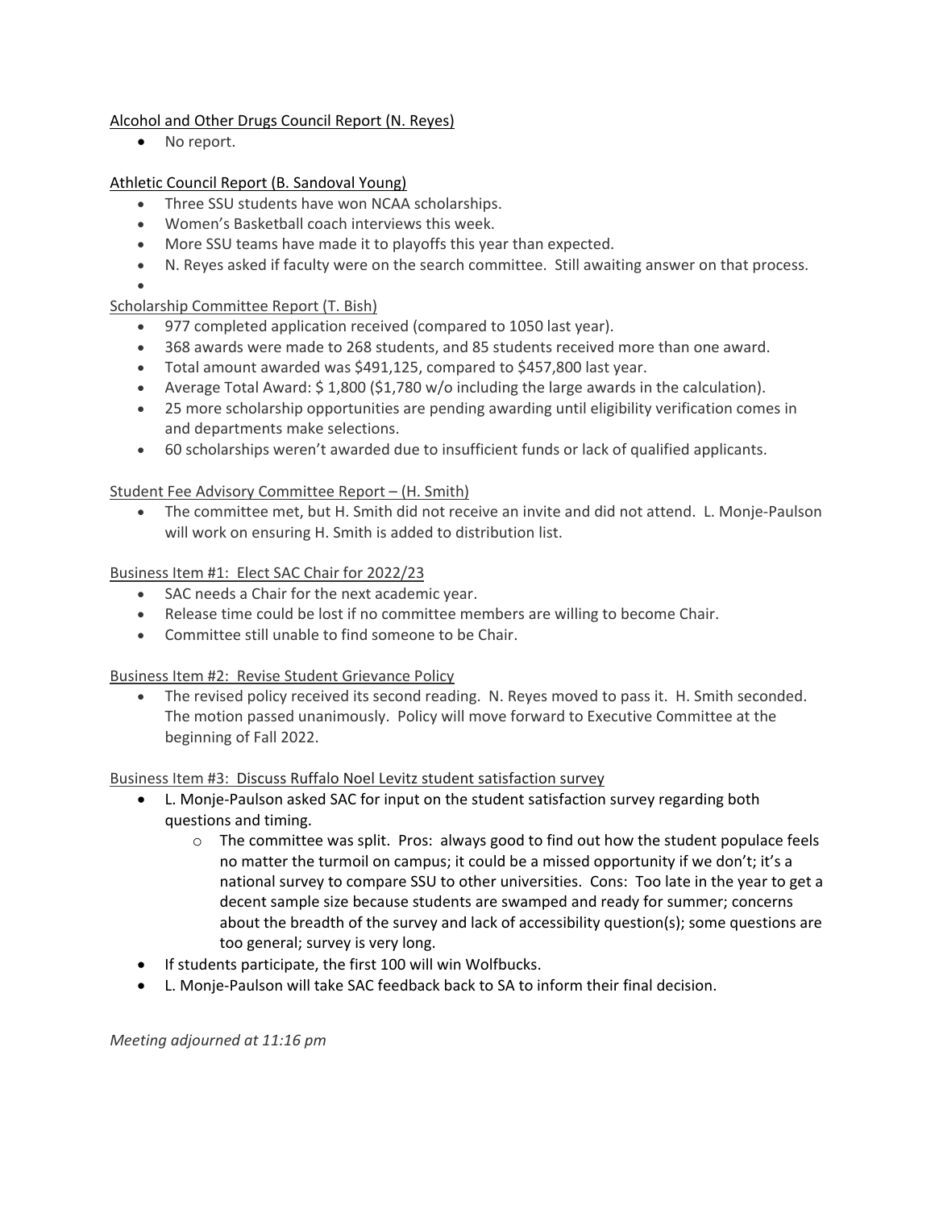Alcohol and Other Drugs Council Report (N. Reyes)

- No report.

Athletic Council Report (B. Sandoval Young)

- Three SSU students have won NCAA scholarships.
- Women's Basketball coach interviews this week.
- More SSU teams have made it to playoffs this year than expected.
- N. Reyes asked if faculty were on the search committee. Still awaiting answer on that process.

Scholarship Committee Report (T. Bish)

- 977 completed application received (compared to 1050 last year).
- 368 awards were made to 268 students, and 85 students received more than one award.
- Total amount awarded was $491,125, compared to $457,800 last year.
- Average Total Award: $ 1,800 ($1,780 w/o including the large awards in the calculation).
- 25 more scholarship opportunities are pending awarding until eligibility verification comes in and departments make selections.
- 60 scholarships weren't awarded due to insufficient funds or lack of qualified applicants.

Student Fee Advisory Committee Report – (H. Smith)

- The committee met, but H. Smith did not receive an invite and did not attend. L. Monje-Paulson will work on ensuring H. Smith is added to distribution list.

Business Item #1: Elect SAC Chair for 2022/23

- SAC needs a Chair for the next academic year.
- Release time could be lost if no committee members are willing to become Chair.
- Committee still unable to find someone to be Chair.

Business Item #2: Revise Student Grievance Policy

- The revised policy received its second reading. N. Reyes moved to pass it. H. Smith seconded. The motion passed unanimously. Policy will move forward to Executive Committee at the beginning of Fall 2022.

Business Item #3: Discuss Ruffalo Noel Levitz student satisfaction survey

- L. Monje-Paulson asked SAC for input on the student satisfaction survey regarding both questions and timing.
  - The committee was split. Pros: always good to find out how the student populace feels no matter the turmoil on campus; it could be a missed opportunity if we don't; it's a national survey to compare SSU to other universities. Cons: Too late in the year to get a decent sample size because students are swamped and ready for summer; concerns about the breadth of the survey and lack of accessibility question(s); some questions are too general; survey is very long.
- If students participate, the first 100 will win Wolfbucks.
- L. Monje-Paulson will take SAC feedback back to SA to inform their final decision.

*Meeting adjourned at 11:16 pm*